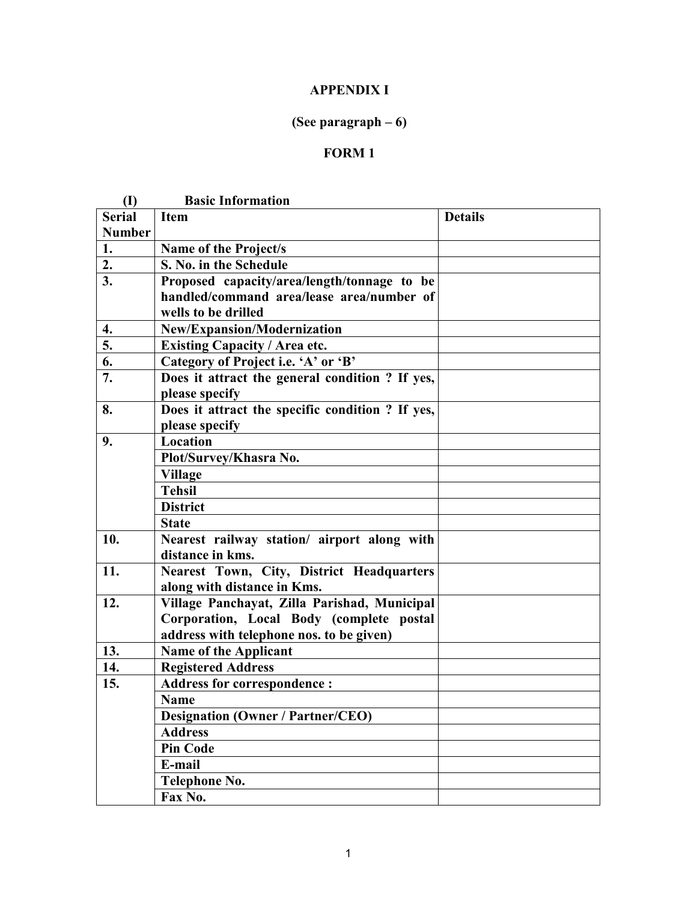# APPENDIX I

## (See paragraph – 6)

## FORM 1

**(I) Basic Information**

| Serial Number | Item | Details |
|---|---|---|
| 1. | Name of the Project/s | |
| 2. | S. No. in the Schedule | |
| 3. | Proposed capacity/area/length/tonnage to be handled/command area/lease area/number of wells to be drilled | |
| 4. | New/Expansion/Modernization | |
| 5. | Existing Capacity / Area etc. | |
| 6. | Category of Project i.e. 'A' or 'B' | |
| 7. | Does it attract the general condition ? If yes, please specify | |
| 8. | Does it attract the specific condition ? If yes, please specify | |
| 9. | Location | |
| | Plot/Survey/Khasra No. | |
| | Village | |
| | Tehsil | |
| | District | |
| | State | |
| 10. | Nearest railway station/ airport along with distance in kms. | |
| 11. | Nearest Town, City, District Headquarters along with distance in Kms. | |
| 12. | Village Panchayat, Zilla Parishad, Municipal Corporation, Local Body (complete postal address with telephone nos. to be given) | |
| 13. | Name of the Applicant | |
| 14. | Registered Address | |
| 15. | Address for correspondence : | |
| | Name | |
| | Designation (Owner / Partner/CEO) | |
| | Address | |
| | Pin Code | |
| | E-mail | |
| | Telephone No. | |
| | Fax No. | |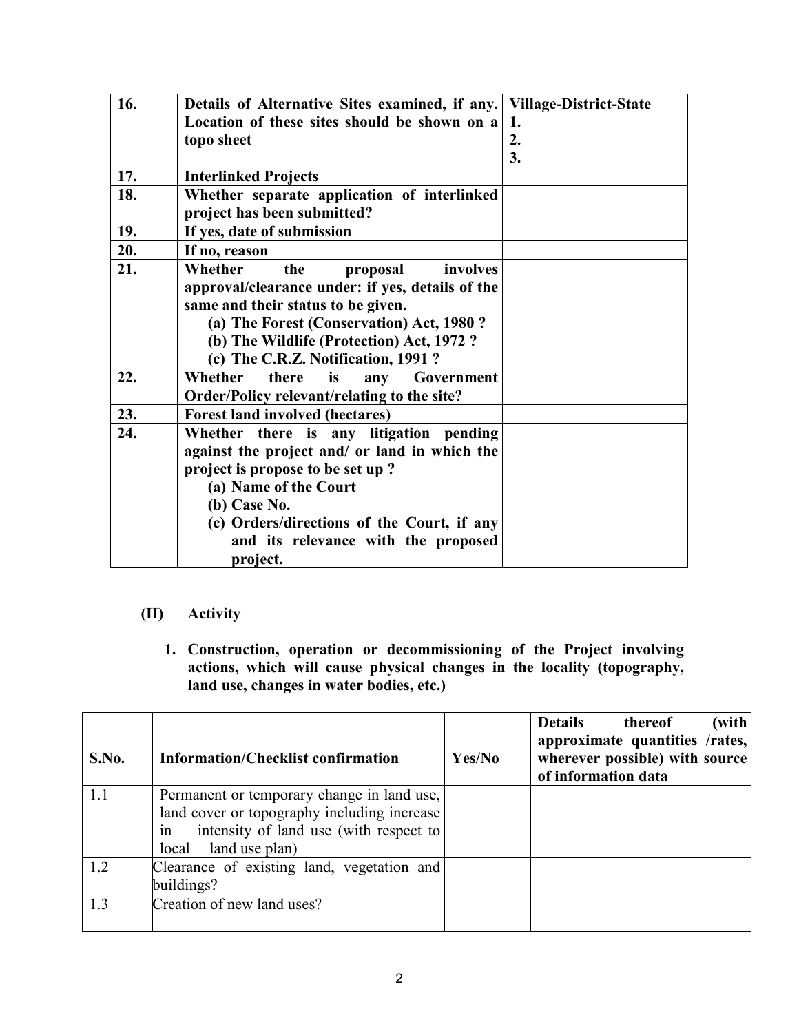| 16. | **Details of Alternative Sites examined, if any. Location of these sites should be shown on a topo sheet** | **Village-District-State**<br>**1.**<br>**2.**<br>**3.** |
|---|---|---|
| 17. | **Interlinked Projects** | |
| 18. | **Whether separate application of interlinked project has been submitted?** | |
| 19. | **If yes, date of submission** | |
| 20. | **If no, reason** | |
| 21. | **Whether the proposal involves approval/clearance under: if yes, details of the same and their status to be given.**<br>**(a) The Forest (Conservation) Act, 1980 ?**<br>**(b) The Wildlife (Protection) Act, 1972 ?**<br>**(c) The C.R.Z. Notification, 1991 ?** | |
| 22. | **Whether there is any Government Order/Policy relevant/relating to the site?** | |
| 23. | **Forest land involved (hectares)** | |
| 24. | **Whether there is any litigation pending against the project and/ or land in which the project is propose to be set up ?**<br>**(a) Name of the Court**<br>**(b) Case No.**<br>**(c) Orders/directions of the Court, if any and its relevance with the proposed project.** | |

## (II) Activity

**1. Construction, operation or decommissioning of the Project involving actions, which will cause physical changes in the locality (topography, land use, changes in water bodies, etc.)**

| S.No. | Information/Checklist confirmation | Yes/No | Details thereof (with approximate quantities /rates, wherever possible) with source of information data |
|---|---|---|---|
| 1.1 | Permanent or temporary change in land use, land cover or topography including increase in intensity of land use (with respect to local land use plan) | | |
| 1.2 | Clearance of existing land, vegetation and buildings? | | |
| 1.3 | Creation of new land uses? | | |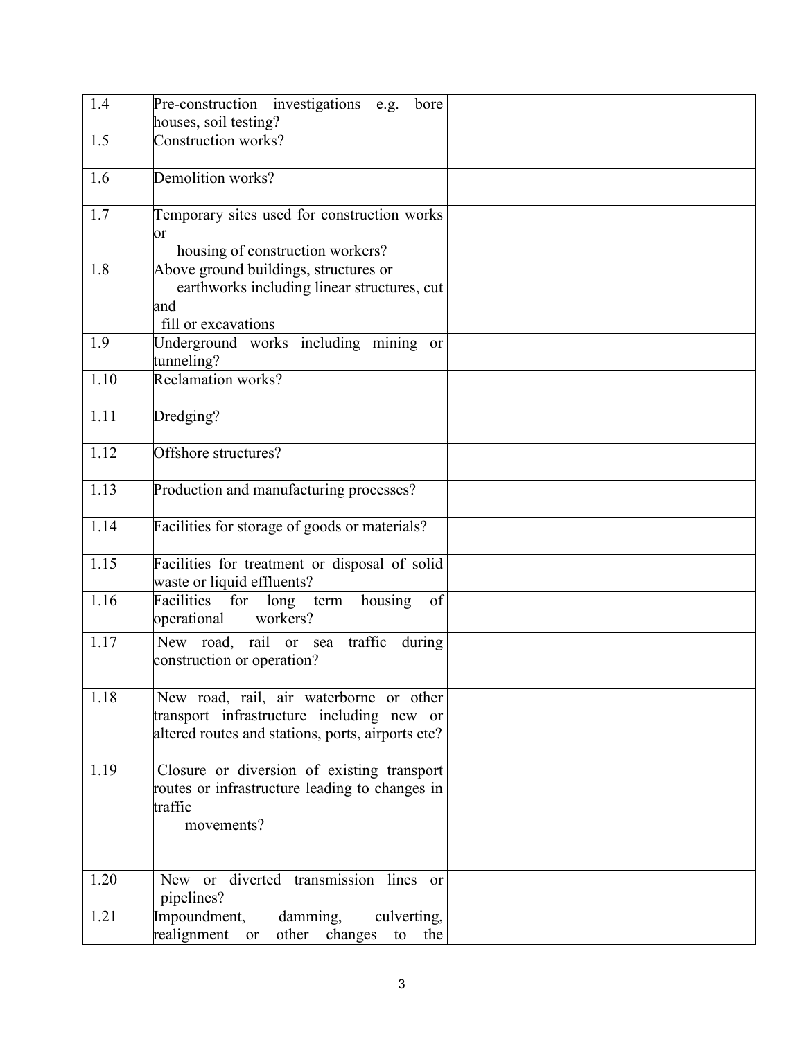| | | | |
|---|---|---|---|
| 1.4 | Pre-construction investigations e.g. bore houses, soil testing? | | |
| 1.5 | Construction works? | | |
| 1.6 | Demolition works? | | |
| 1.7 | Temporary sites used for construction works or housing of construction workers? | | |
| 1.8 | Above ground buildings, structures or earthworks including linear structures, cut and fill or excavations | | |
| 1.9 | Underground works including mining or tunneling? | | |
| 1.10 | Reclamation works? | | |
| 1.11 | Dredging? | | |
| 1.12 | Offshore structures? | | |
| 1.13 | Production and manufacturing processes? | | |
| 1.14 | Facilities for storage of goods or materials? | | |
| 1.15 | Facilities for treatment or disposal of solid waste or liquid effluents? | | |
| 1.16 | Facilities for long term housing of operational workers? | | |
| 1.17 | New road, rail or sea traffic during construction or operation? | | |
| 1.18 | New road, rail, air waterborne or other transport infrastructure including new or altered routes and stations, ports, airports etc? | | |
| 1.19 | Closure or diversion of existing transport routes or infrastructure leading to changes in traffic movements? | | |
| 1.20 | New or diverted transmission lines or pipelines? | | |
| 1.21 | Impoundment, damming, culverting, realignment or other changes to the | | |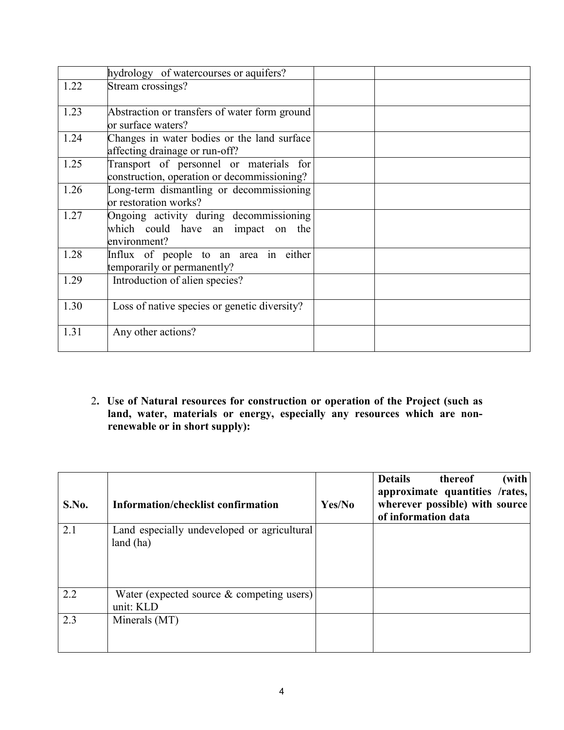| | | | |
|---|---|---|---|
| | hydrology of watercourses or aquifers? | | |
| 1.22 | Stream crossings? | | |
| 1.23 | Abstraction or transfers of water form ground or surface waters? | | |
| 1.24 | Changes in water bodies or the land surface affecting drainage or run-off? | | |
| 1.25 | Transport of personnel or materials for construction, operation or decommissioning? | | |
| 1.26 | Long-term dismantling or decommissioning or restoration works? | | |
| 1.27 | Ongoing activity during decommissioning which could have an impact on the environment? | | |
| 1.28 | Influx of people to an area in either temporarily or permanently? | | |
| 1.29 | Introduction of alien species? | | |
| 1.30 | Loss of native species or genetic diversity? | | |
| 1.31 | Any other actions? | | |

2. **Use of Natural resources for construction or operation of the Project (such as land, water, materials or energy, especially any resources which are non-renewable or in short supply):**

| S.No. | Information/checklist confirmation | Yes/No | Details thereof (with approximate quantities /rates, wherever possible) with source of information data |
|---|---|---|---|
| 2.1 | Land especially undeveloped or agricultural land (ha) | | |
| 2.2 | Water (expected source & competing users) unit: KLD | | |
| 2.3 | Minerals (MT) | | |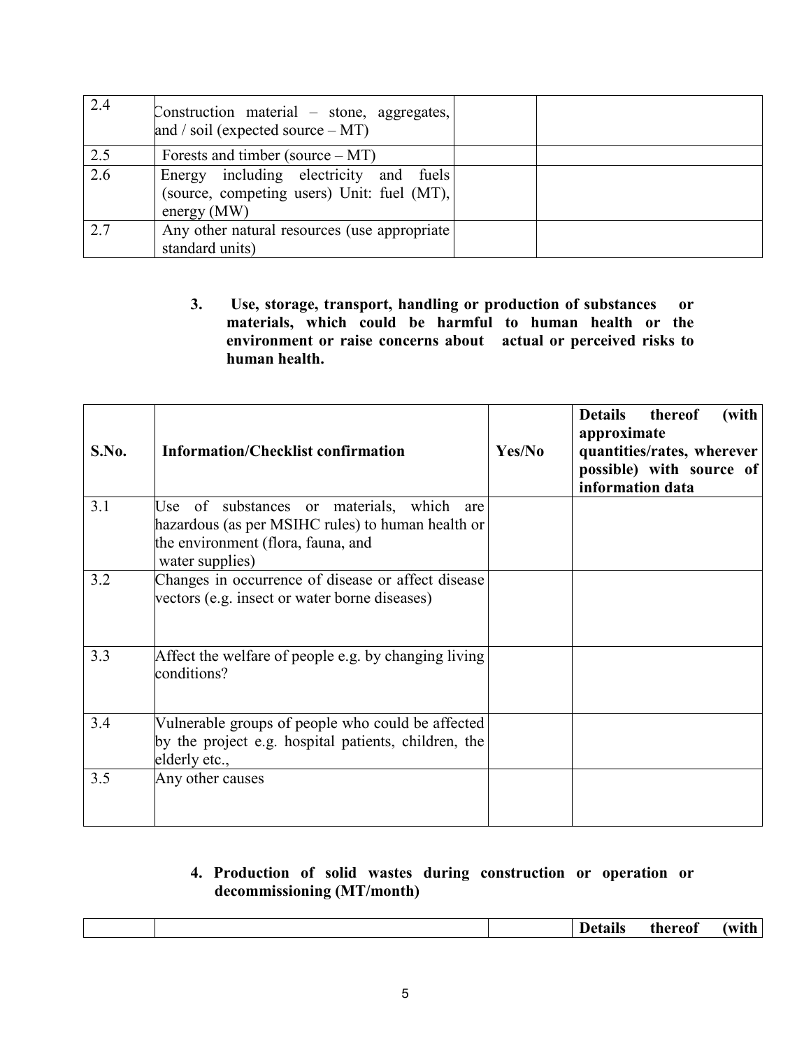| | | | |
|---|---|---|---|
| 2.4 | Construction material – stone, aggregates, and / soil (expected source – MT) | | |
| 2.5 | Forests and timber (source – MT) | | |
| 2.6 | Energy including electricity and fuels (source, competing users) Unit: fuel (MT), energy (MW) | | |
| 2.7 | Any other natural resources (use appropriate standard units) | | |

**3. Use, storage, transport, handling or production of substances or materials, which could be harmful to human health or the environment or raise concerns about actual or perceived risks to human health.**

| S.No. | Information/Checklist confirmation | Yes/No | Details thereof (with approximate quantities/rates, wherever possible) with source of information data |
|---|---|---|---|
| 3.1 | Use of substances or materials, which are hazardous (as per MSIHC rules) to human health or the environment (flora, fauna, and water supplies) | | |
| 3.2 | Changes in occurrence of disease or affect disease vectors (e.g. insect or water borne diseases) | | |
| 3.3 | Affect the welfare of people e.g. by changing living conditions? | | |
| 3.4 | Vulnerable groups of people who could be affected by the project e.g. hospital patients, children, the elderly etc., | | |
| 3.5 | Any other causes | | |

**4. Production of solid wastes during construction or operation or decommissioning (MT/month)**

| | | | Details thereof (with |
|---|---|---|---|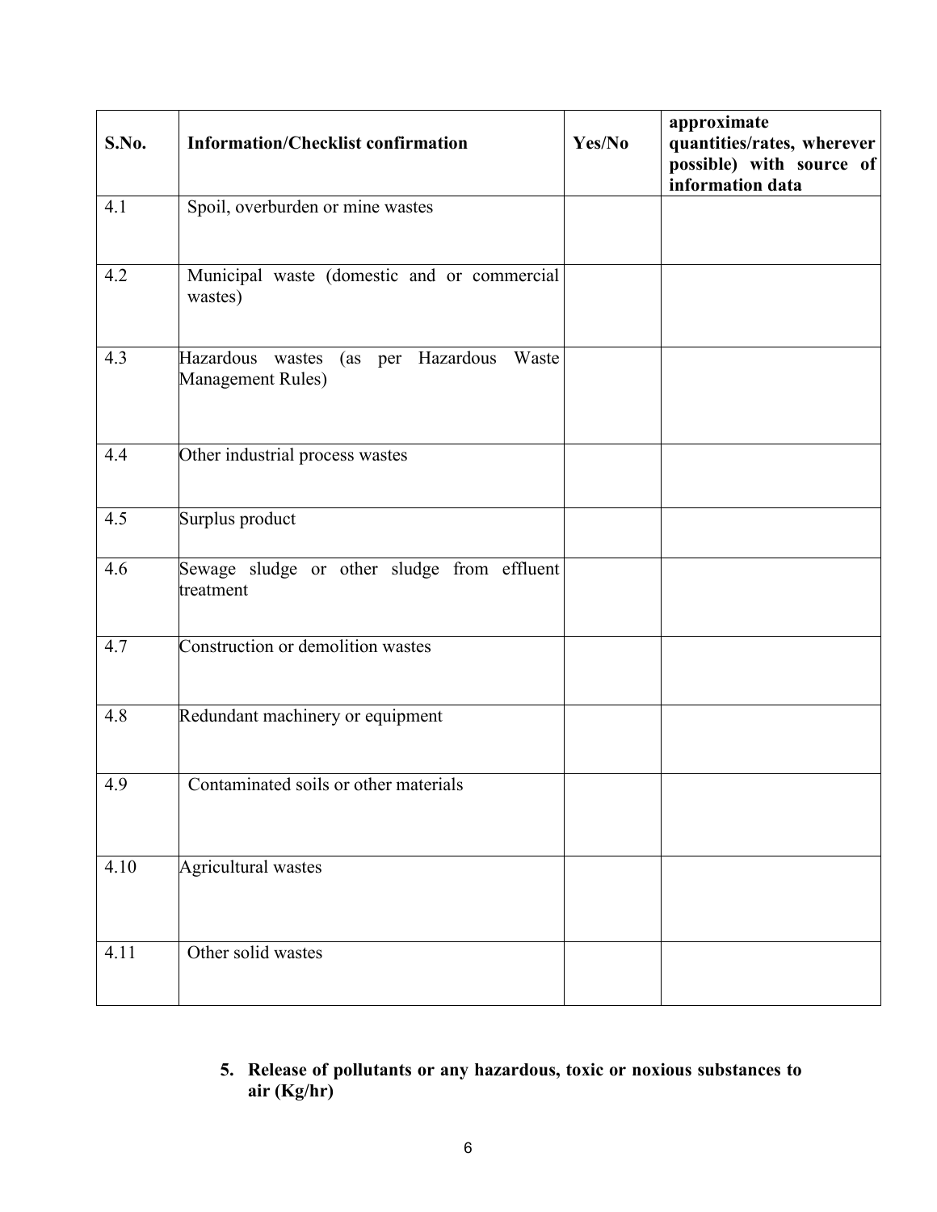| S.No. | Information/Checklist confirmation | Yes/No | approximate quantities/rates, wherever possible) with source of information data |
|---|---|---|---|
| 4.1 | Spoil, overburden or mine wastes | | |
| 4.2 | Municipal waste (domestic and or commercial wastes) | | |
| 4.3 | Hazardous wastes (as per Hazardous Waste Management Rules) | | |
| 4.4 | Other industrial process wastes | | |
| 4.5 | Surplus product | | |
| 4.6 | Sewage sludge or other sludge from effluent treatment | | |
| 4.7 | Construction or demolition wastes | | |
| 4.8 | Redundant machinery or equipment | | |
| 4.9 | Contaminated soils or other materials | | |
| 4.10 | Agricultural wastes | | |
| 4.11 | Other solid wastes | | |

5. **Release of pollutants or any hazardous, toxic or noxious substances to air (Kg/hr)**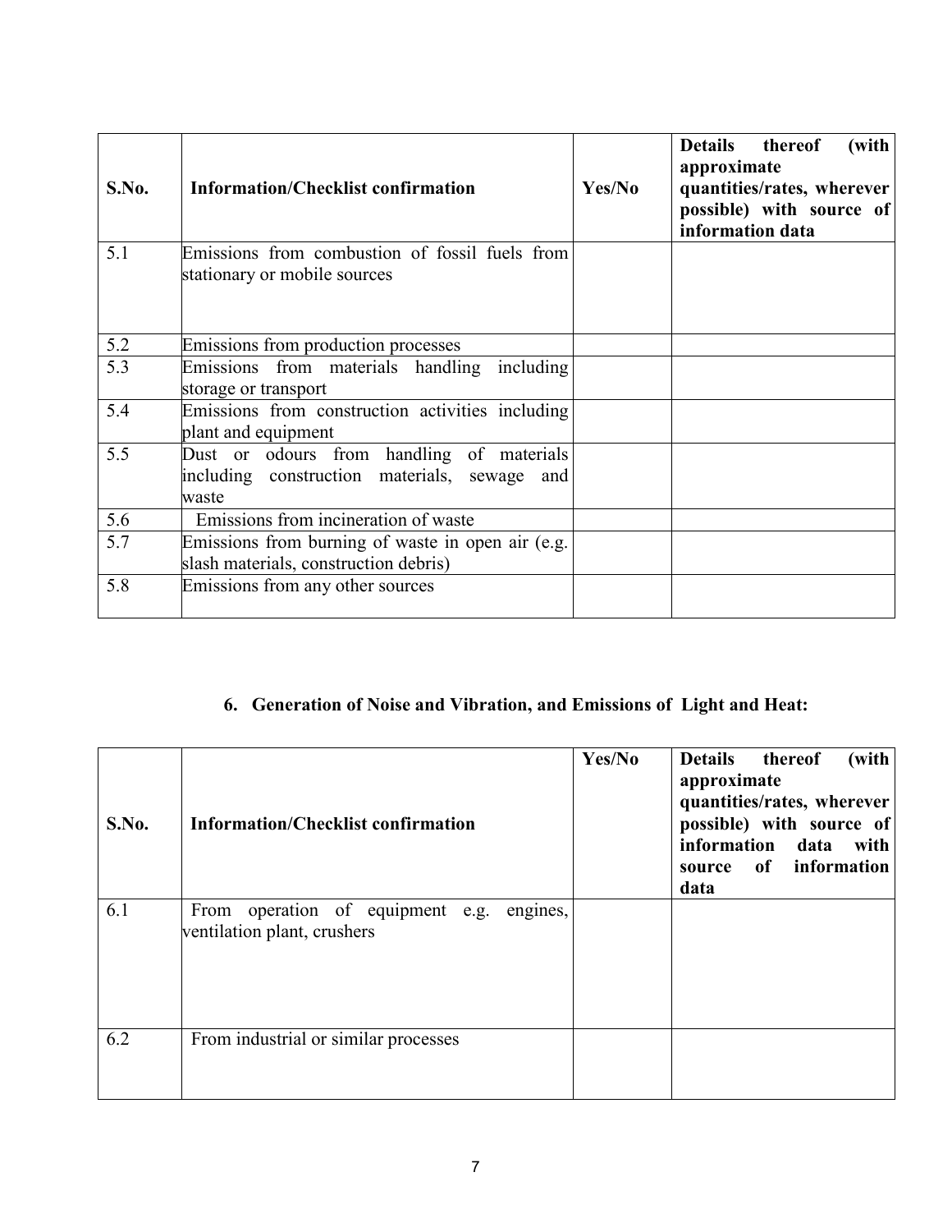| S.No. | Information/Checklist confirmation | Yes/No | Details thereof (with approximate quantities/rates, wherever possible) with source of information data |
|---|---|---|---|
| 5.1 | Emissions from combustion of fossil fuels from stationary or mobile sources | | |
| 5.2 | Emissions from production processes | | |
| 5.3 | Emissions from materials handling including storage or transport | | |
| 5.4 | Emissions from construction activities including plant and equipment | | |
| 5.5 | Dust or odours from handling of materials including construction materials, sewage and waste | | |
| 5.6 | Emissions from incineration of waste | | |
| 5.7 | Emissions from burning of waste in open air (e.g. slash materials, construction debris) | | |
| 5.8 | Emissions from any other sources | | |

## 6. Generation of Noise and Vibration, and Emissions of Light and Heat:

| S.No. | Information/Checklist confirmation | Yes/No | Details thereof (with approximate quantities/rates, wherever possible) with source of information data with source of information data |
|---|---|---|---|
| 6.1 | From operation of equipment e.g. engines, ventilation plant, crushers | | |
| 6.2 | From industrial or similar processes | | |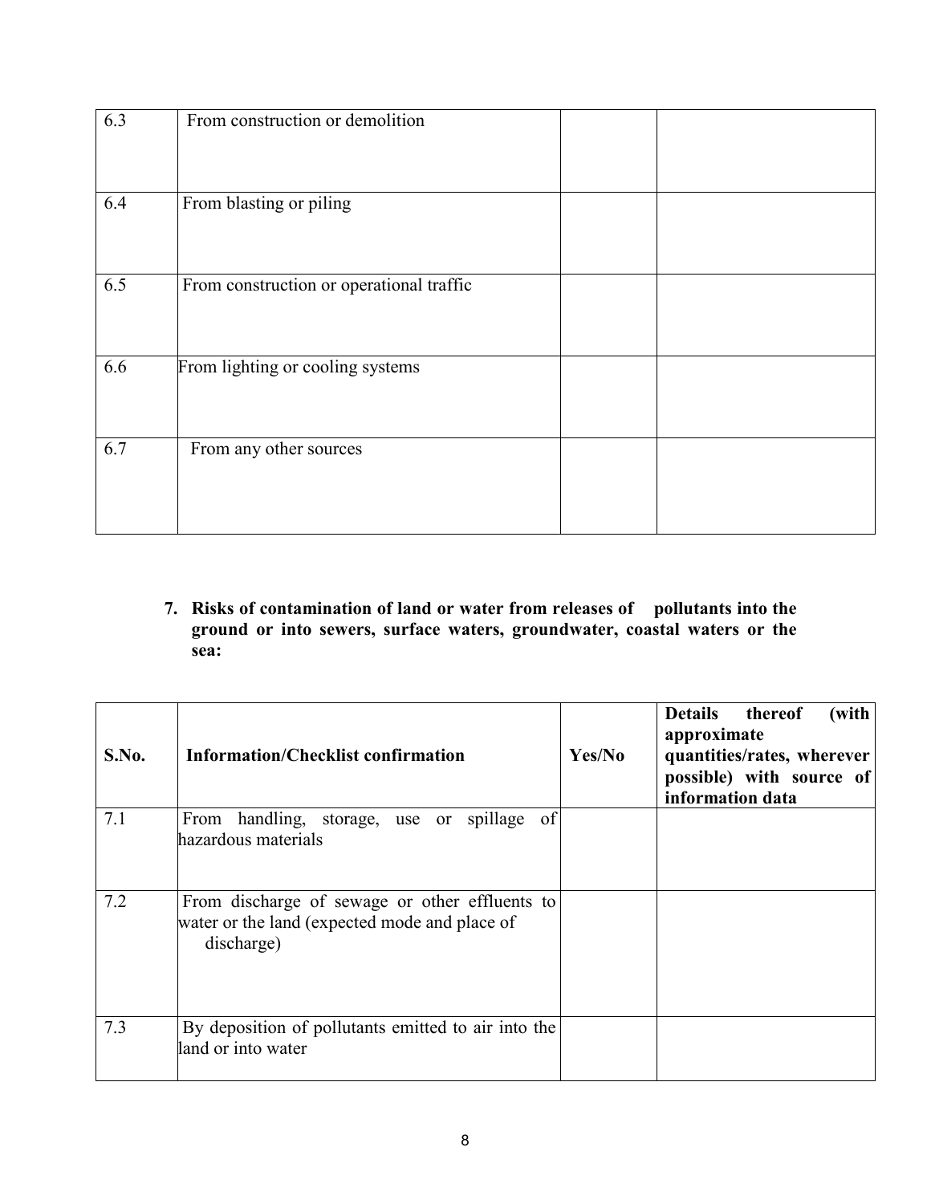| | | | |
|---|---|---|---|
| 6.3 | From construction or demolition | | |
| 6.4 | From blasting or piling | | |
| 6.5 | From construction or operational traffic | | |
| 6.6 | From lighting or cooling systems | | |
| 6.7 | From any other sources | | |

**7. Risks of contamination of land or water from releases of pollutants into the ground or into sewers, surface waters, groundwater, coastal waters or the sea:**

| S.No. | Information/Checklist confirmation | Yes/No | Details thereof (with approximate quantities/rates, wherever possible) with source of information data |
|---|---|---|---|
| 7.1 | From handling, storage, use or spillage of hazardous materials | | |
| 7.2 | From discharge of sewage or other effluents to water or the land (expected mode and place of discharge) | | |
| 7.3 | By deposition of pollutants emitted to air into the land or into water | | |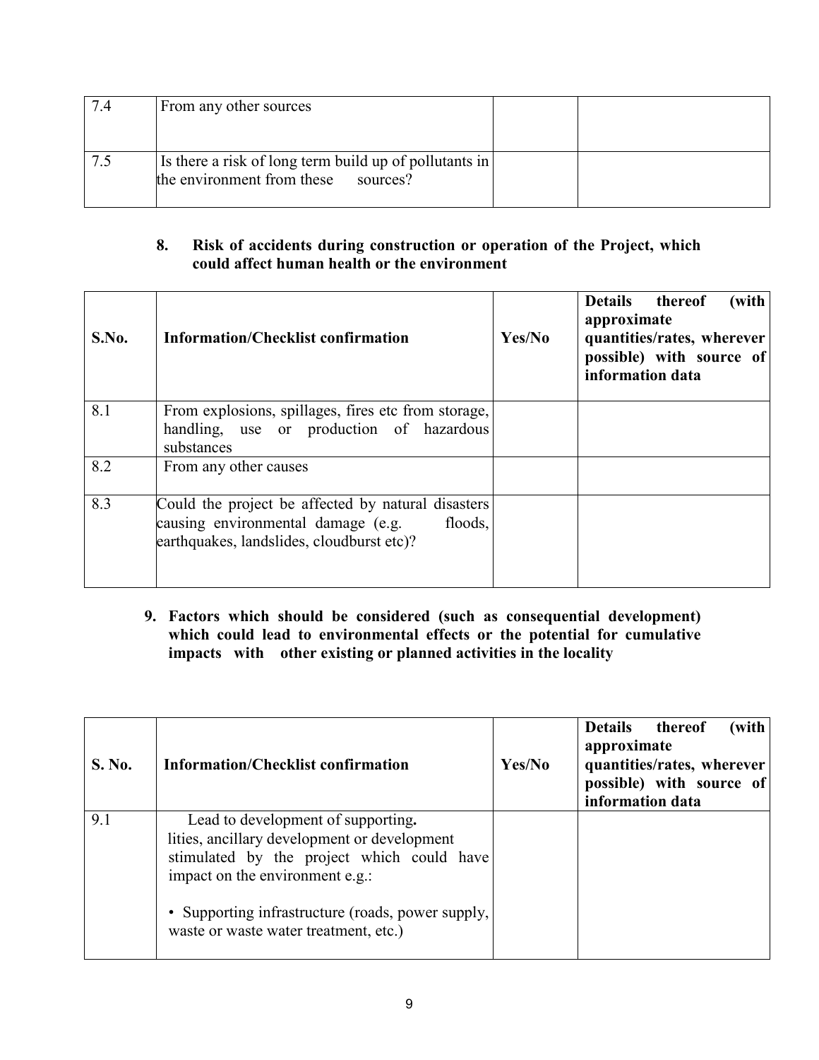| 7.4 | From any other sources | | |
|---|---|---|---|
| 7.5 | Is there a risk of long term build up of pollutants in the environment from these sources? | | |

**8. Risk of accidents during construction or operation of the Project, which could affect human health or the environment**

| S.No. | Information/Checklist confirmation | Yes/No | Details thereof (with approximate quantities/rates, wherever possible) with source of information data |
|---|---|---|---|
| 8.1 | From explosions, spillages, fires etc from storage, handling, use or production of hazardous substances | | |
| 8.2 | From any other causes | | |
| 8.3 | Could the project be affected by natural disasters causing environmental damage (e.g. floods, earthquakes, landslides, cloudburst etc)? | | |

**9. Factors which should be considered (such as consequential development) which could lead to environmental effects or the potential for cumulative impacts with other existing or planned activities in the locality**

| S. No. | Information/Checklist confirmation | Yes/No | Details thereof (with approximate quantities/rates, wherever possible) with source of information data |
|---|---|---|---|
| 9.1 | Lead to development of supporting. lities, ancillary development or development stimulated by the project which could have impact on the environment e.g.:<br><br>• Supporting infrastructure (roads, power supply, waste or waste water treatment, etc.) | | |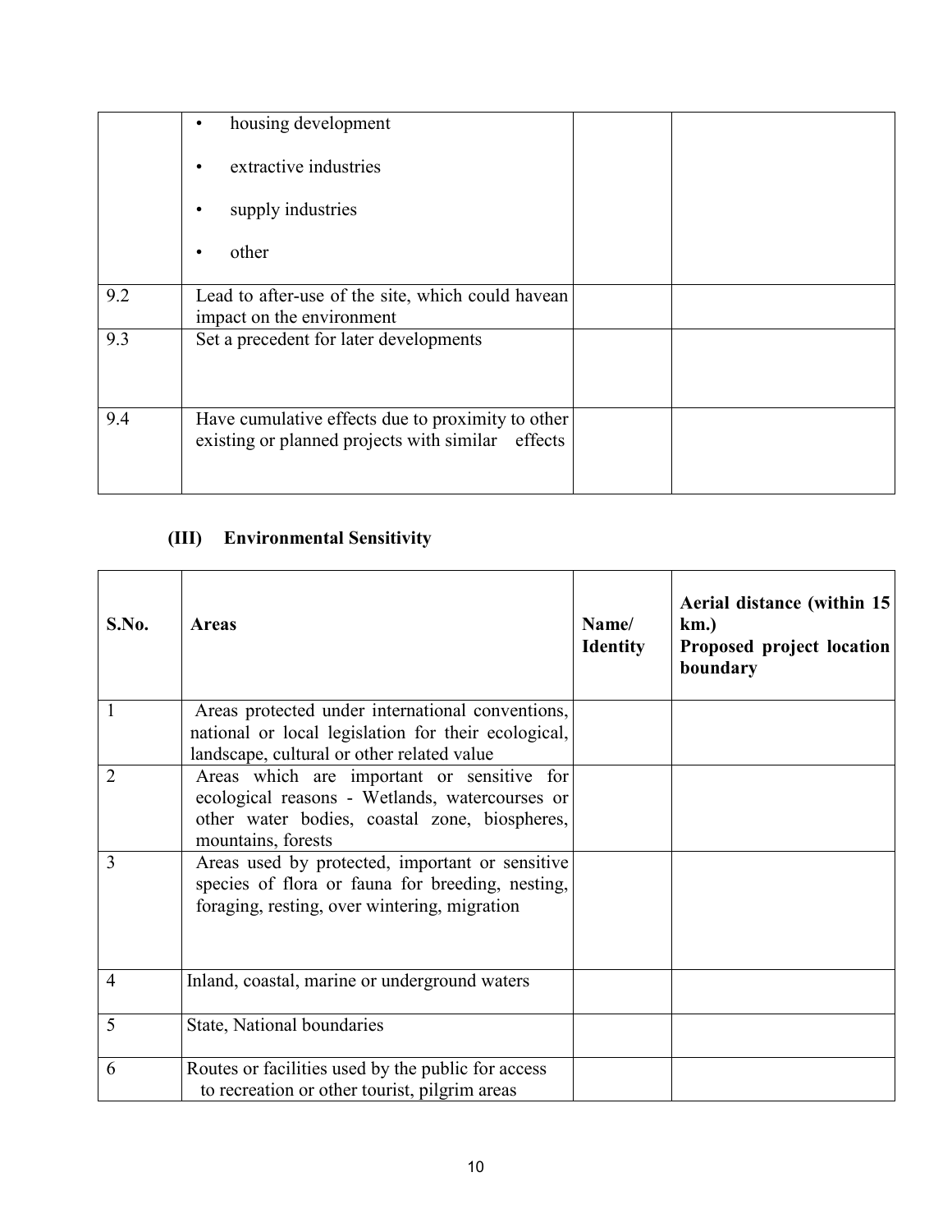|  |  |  |  |
|---|---|---|---|
|  | • housing development<br>• extractive industries<br>• supply industries<br>• other |  |  |
| 9.2 | Lead to after-use of the site, which could havean impact on the environment |  |  |
| 9.3 | Set a precedent for later developments |  |  |
| 9.4 | Have cumulative effects due to proximity to other existing or planned projects with similar effects |  |  |

### (III) Environmental Sensitivity

| S.No. | Areas | Name/ Identity | Aerial distance (within 15 km.) Proposed project location boundary |
|---|---|---|---|
| 1 | Areas protected under international conventions, national or local legislation for their ecological, landscape, cultural or other related value |  |  |
| 2 | Areas which are important or sensitive for ecological reasons - Wetlands, watercourses or other water bodies, coastal zone, biospheres, mountains, forests |  |  |
| 3 | Areas used by protected, important or sensitive species of flora or fauna for breeding, nesting, foraging, resting, over wintering, migration |  |  |
| 4 | Inland, coastal, marine or underground waters |  |  |
| 5 | State, National boundaries |  |  |
| 6 | Routes or facilities used by the public for access to recreation or other tourist, pilgrim areas |  |  |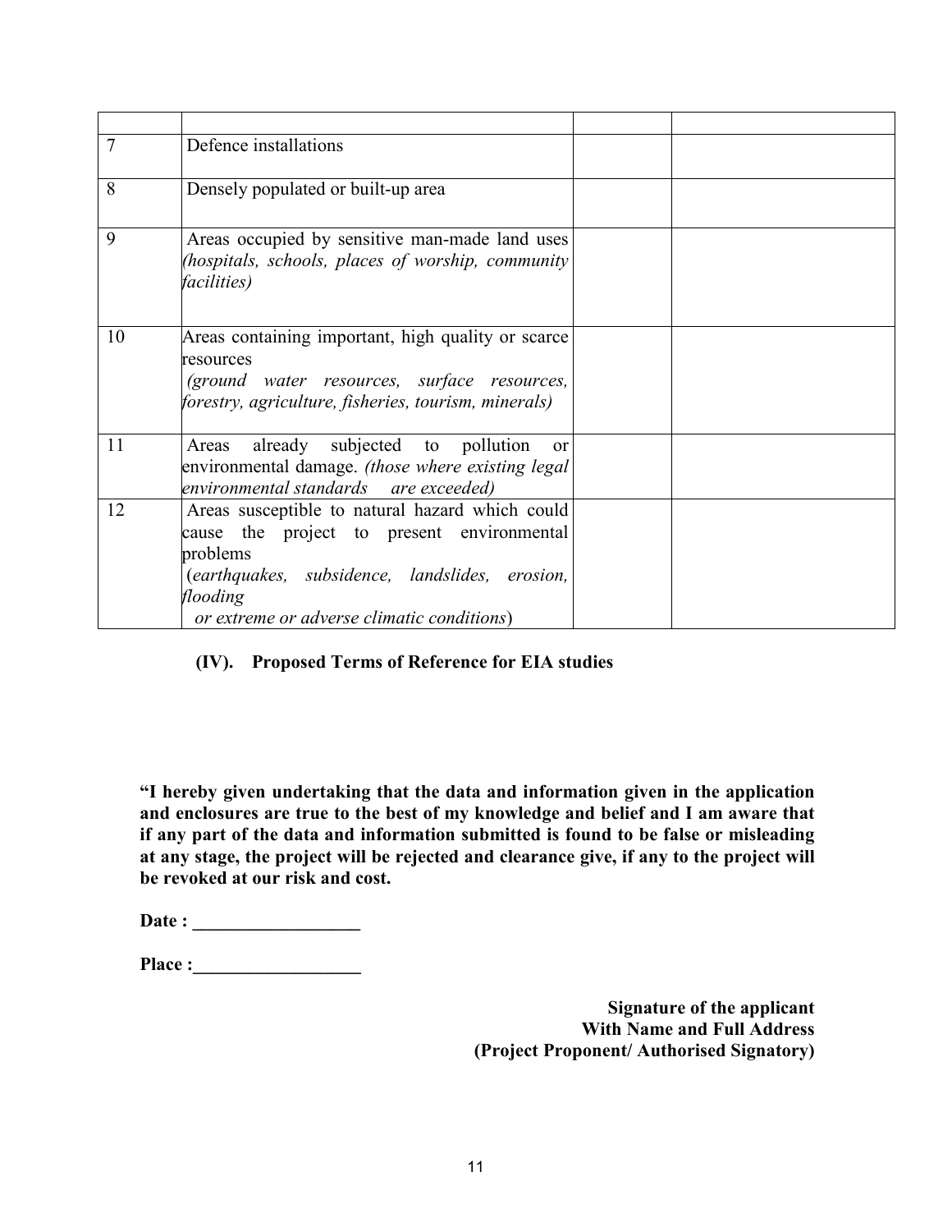| | | | |
|---|---|---|---|
| 7 | Defence installations | | |
| 8 | Densely populated or built-up area | | |
| 9 | Areas occupied by sensitive man-made land uses *(hospitals, schools, places of worship, community facilities)* | | |
| 10 | Areas containing important, high quality or scarce resources *(ground water resources, surface resources, forestry, agriculture, fisheries, tourism, minerals)* | | |
| 11 | Areas already subjected to pollution or environmental damage. *(those where existing legal environmental standards are exceeded)* | | |
| 12 | Areas susceptible to natural hazard which could cause the project to present environmental problems (*earthquakes, subsidence, landslides, erosion, flooding or extreme or adverse climatic conditions*) | | |

**(IV). Proposed Terms of Reference for EIA studies**

**"I hereby given undertaking that the data and information given in the application and enclosures are true to the best of my knowledge and belief and I am aware that if any part of the data and information submitted is found to be false or misleading at any stage, the project will be rejected and clearance give, if any to the project will be revoked at our risk and cost.**

**Date : __________________**

**Place :__________________**

**Signature of the applicant**
**With Name and Full Address**
**(Project Proponent/ Authorised Signatory)**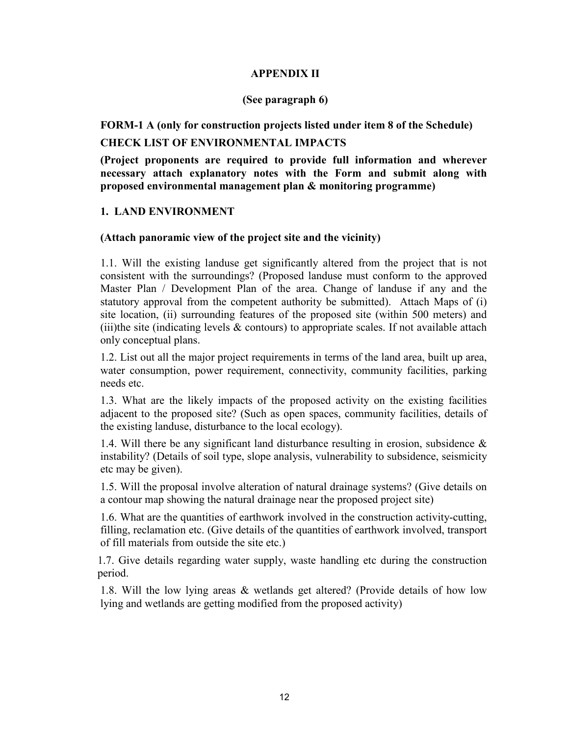## APPENDIX II

**(See paragraph 6)**

**FORM-1 A (only for construction projects listed under item 8 of the Schedule)**

**CHECK LIST OF ENVIRONMENTAL IMPACTS**

**(Project proponents are required to provide full information and wherever necessary attach explanatory notes with the Form and submit along with proposed environmental management plan & monitoring programme)**

### 1. LAND ENVIRONMENT

**(Attach panoramic view of the project site and the vicinity)**

1.1. Will the existing landuse get significantly altered from the project that is not consistent with the surroundings? (Proposed landuse must conform to the approved Master Plan / Development Plan of the area. Change of landuse if any and the statutory approval from the competent authority be submitted). Attach Maps of (i) site location, (ii) surrounding features of the proposed site (within 500 meters) and (iii)the site (indicating levels & contours) to appropriate scales. If not available attach only conceptual plans.

1.2. List out all the major project requirements in terms of the land area, built up area, water consumption, power requirement, connectivity, community facilities, parking needs etc.

1.3. What are the likely impacts of the proposed activity on the existing facilities adjacent to the proposed site? (Such as open spaces, community facilities, details of the existing landuse, disturbance to the local ecology).

1.4. Will there be any significant land disturbance resulting in erosion, subsidence & instability? (Details of soil type, slope analysis, vulnerability to subsidence, seismicity etc may be given).

1.5. Will the proposal involve alteration of natural drainage systems? (Give details on a contour map showing the natural drainage near the proposed project site)

1.6. What are the quantities of earthwork involved in the construction activity-cutting, filling, reclamation etc. (Give details of the quantities of earthwork involved, transport of fill materials from outside the site etc.)

1.7. Give details regarding water supply, waste handling etc during the construction period.

1.8. Will the low lying areas & wetlands get altered? (Provide details of how low lying and wetlands are getting modified from the proposed activity)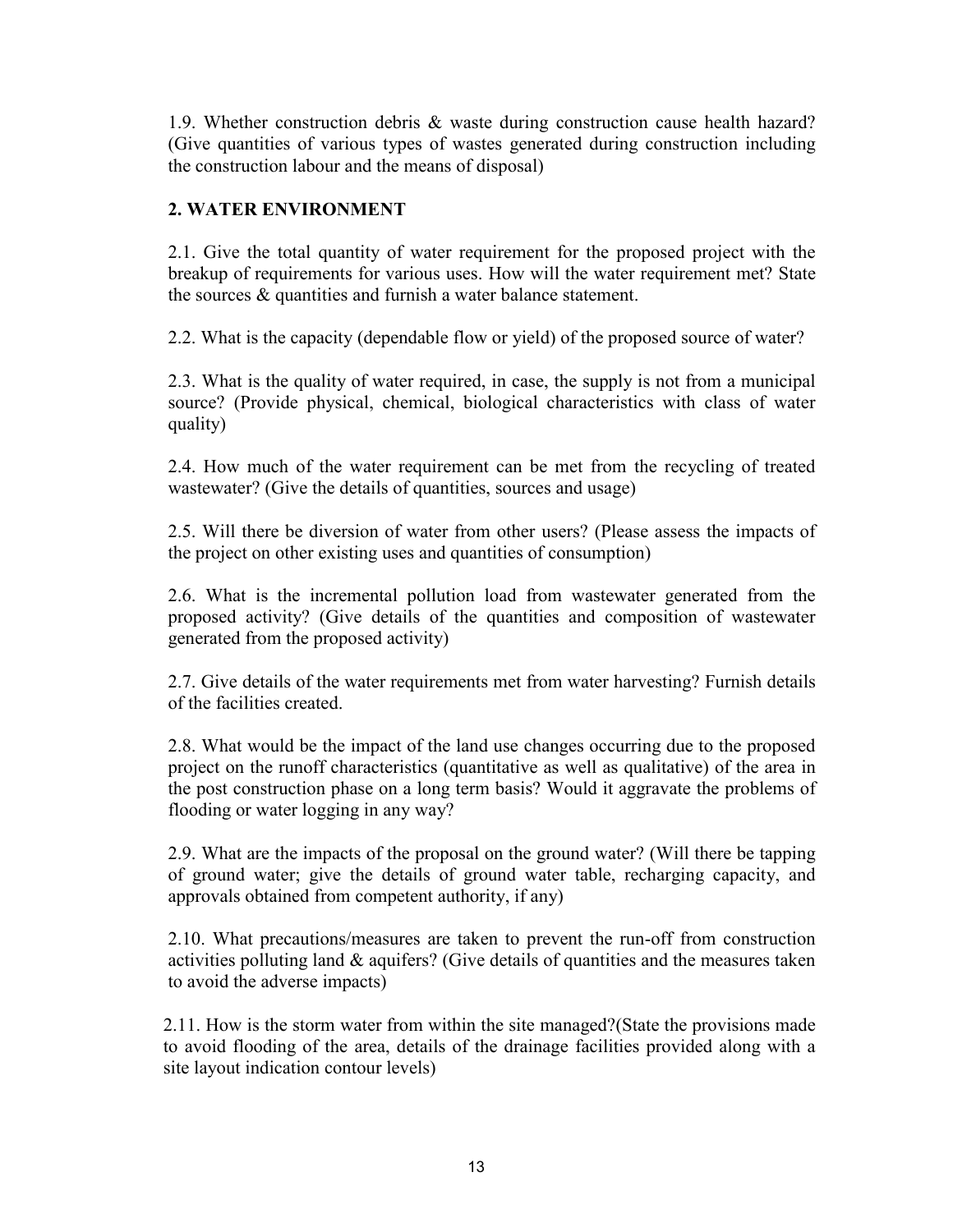1.9. Whether construction debris & waste during construction cause health hazard? (Give quantities of various types of wastes generated during construction including the construction labour and the means of disposal)

**2. WATER ENVIRONMENT**

2.1. Give the total quantity of water requirement for the proposed project with the breakup of requirements for various uses. How will the water requirement met? State the sources & quantities and furnish a water balance statement.

2.2. What is the capacity (dependable flow or yield) of the proposed source of water?

2.3. What is the quality of water required, in case, the supply is not from a municipal source? (Provide physical, chemical, biological characteristics with class of water quality)

2.4. How much of the water requirement can be met from the recycling of treated wastewater? (Give the details of quantities, sources and usage)

2.5. Will there be diversion of water from other users? (Please assess the impacts of the project on other existing uses and quantities of consumption)

2.6. What is the incremental pollution load from wastewater generated from the proposed activity? (Give details of the quantities and composition of wastewater generated from the proposed activity)

2.7. Give details of the water requirements met from water harvesting? Furnish details of the facilities created.

2.8. What would be the impact of the land use changes occurring due to the proposed project on the runoff characteristics (quantitative as well as qualitative) of the area in the post construction phase on a long term basis? Would it aggravate the problems of flooding or water logging in any way?

2.9. What are the impacts of the proposal on the ground water? (Will there be tapping of ground water; give the details of ground water table, recharging capacity, and approvals obtained from competent authority, if any)

2.10. What precautions/measures are taken to prevent the run-off from construction activities polluting land & aquifers? (Give details of quantities and the measures taken to avoid the adverse impacts)

2.11. How is the storm water from within the site managed?(State the provisions made to avoid flooding of the area, details of the drainage facilities provided along with a site layout indication contour levels)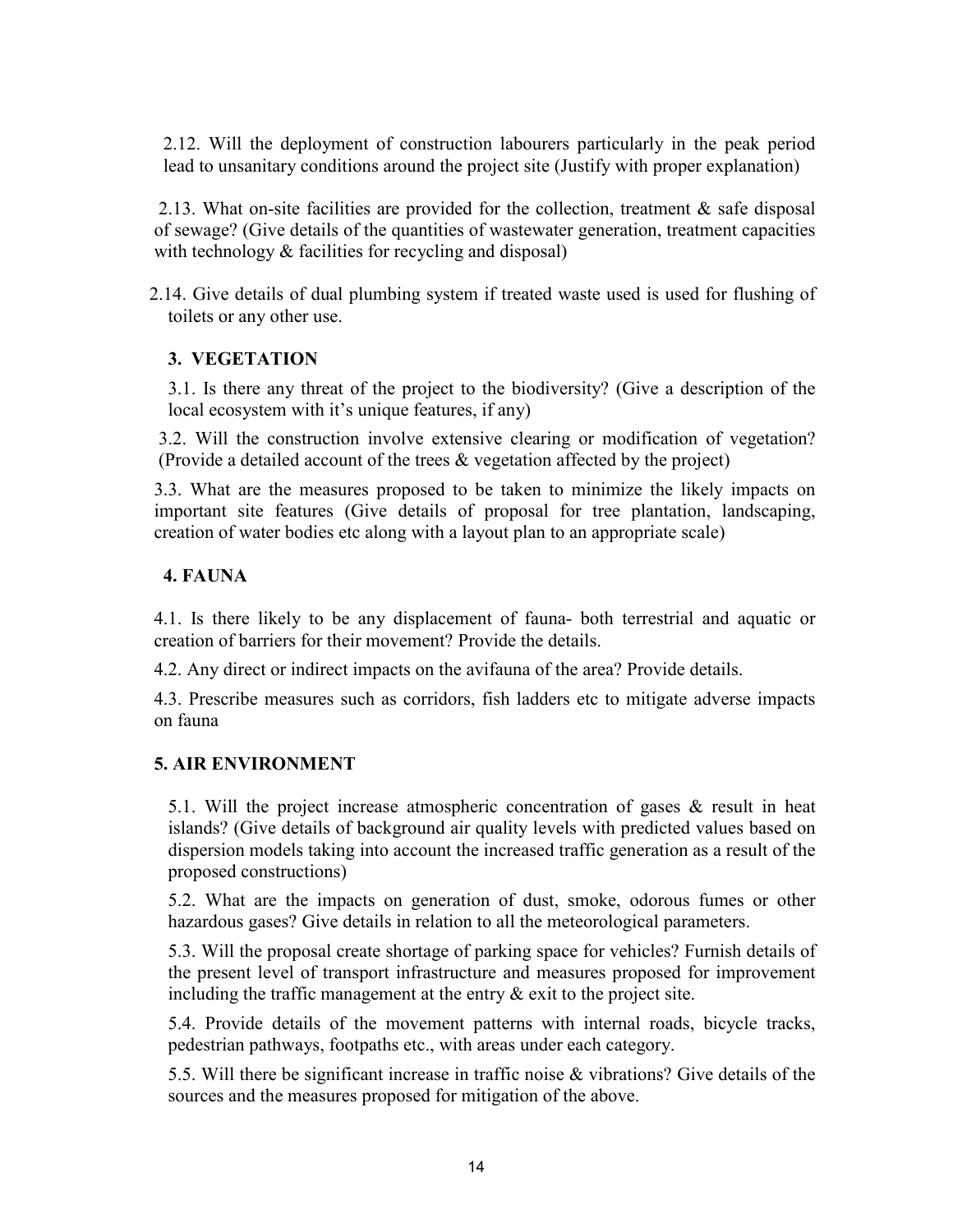2.12. Will the deployment of construction labourers particularly in the peak period lead to unsanitary conditions around the project site (Justify with proper explanation)

2.13. What on-site facilities are provided for the collection, treatment & safe disposal of sewage? (Give details of the quantities of wastewater generation, treatment capacities with technology & facilities for recycling and disposal)

2.14. Give details of dual plumbing system if treated waste used is used for flushing of toilets or any other use.

## 3. VEGETATION

3.1. Is there any threat of the project to the biodiversity? (Give a description of the local ecosystem with it's unique features, if any)

3.2. Will the construction involve extensive clearing or modification of vegetation? (Provide a detailed account of the trees & vegetation affected by the project)

3.3. What are the measures proposed to be taken to minimize the likely impacts on important site features (Give details of proposal for tree plantation, landscaping, creation of water bodies etc along with a layout plan to an appropriate scale)

## 4. FAUNA

4.1. Is there likely to be any displacement of fauna- both terrestrial and aquatic or creation of barriers for their movement? Provide the details.

4.2. Any direct or indirect impacts on the avifauna of the area? Provide details.

4.3. Prescribe measures such as corridors, fish ladders etc to mitigate adverse impacts on fauna

## 5. AIR ENVIRONMENT

5.1. Will the project increase atmospheric concentration of gases & result in heat islands? (Give details of background air quality levels with predicted values based on dispersion models taking into account the increased traffic generation as a result of the proposed constructions)

5.2. What are the impacts on generation of dust, smoke, odorous fumes or other hazardous gases? Give details in relation to all the meteorological parameters.

5.3. Will the proposal create shortage of parking space for vehicles? Furnish details of the present level of transport infrastructure and measures proposed for improvement including the traffic management at the entry & exit to the project site.

5.4. Provide details of the movement patterns with internal roads, bicycle tracks, pedestrian pathways, footpaths etc., with areas under each category.

5.5. Will there be significant increase in traffic noise & vibrations? Give details of the sources and the measures proposed for mitigation of the above.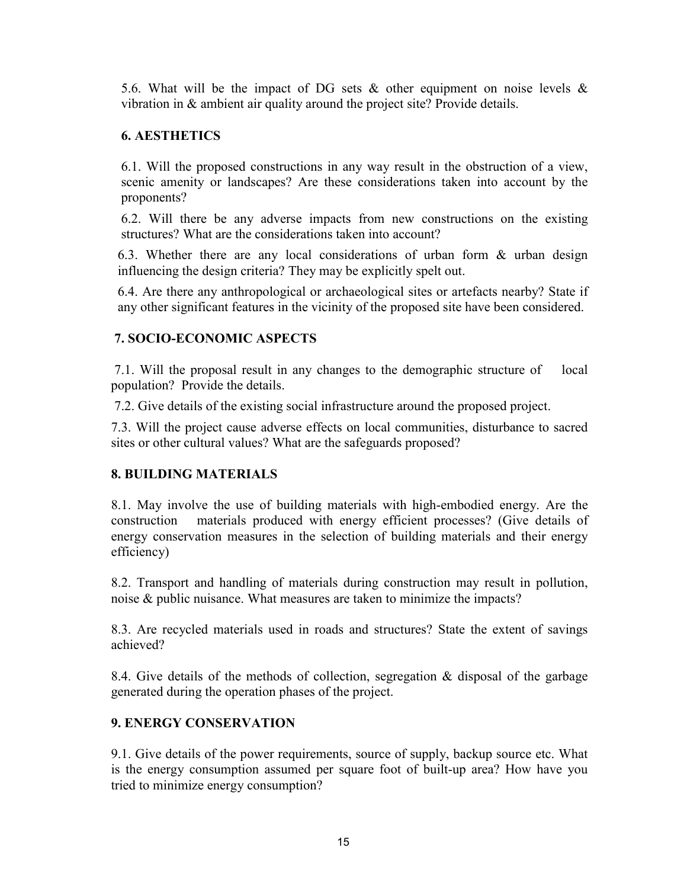5.6. What will be the impact of DG sets & other equipment on noise levels & vibration in & ambient air quality around the project site? Provide details.

## 6. AESTHETICS

6.1. Will the proposed constructions in any way result in the obstruction of a view, scenic amenity or landscapes? Are these considerations taken into account by the proponents?

6.2. Will there be any adverse impacts from new constructions on the existing structures? What are the considerations taken into account?

6.3. Whether there are any local considerations of urban form & urban design influencing the design criteria? They may be explicitly spelt out.

6.4. Are there any anthropological or archaeological sites or artefacts nearby? State if any other significant features in the vicinity of the proposed site have been considered.

## 7. SOCIO-ECONOMIC ASPECTS

7.1. Will the proposal result in any changes to the demographic structure of local population? Provide the details.

7.2. Give details of the existing social infrastructure around the proposed project.

7.3. Will the project cause adverse effects on local communities, disturbance to sacred sites or other cultural values? What are the safeguards proposed?

## 8. BUILDING MATERIALS

8.1. May involve the use of building materials with high-embodied energy. Are the construction materials produced with energy efficient processes? (Give details of energy conservation measures in the selection of building materials and their energy efficiency)

8.2. Transport and handling of materials during construction may result in pollution, noise & public nuisance. What measures are taken to minimize the impacts?

8.3. Are recycled materials used in roads and structures? State the extent of savings achieved?

8.4. Give details of the methods of collection, segregation & disposal of the garbage generated during the operation phases of the project.

## 9. ENERGY CONSERVATION

9.1. Give details of the power requirements, source of supply, backup source etc. What is the energy consumption assumed per square foot of built-up area? How have you tried to minimize energy consumption?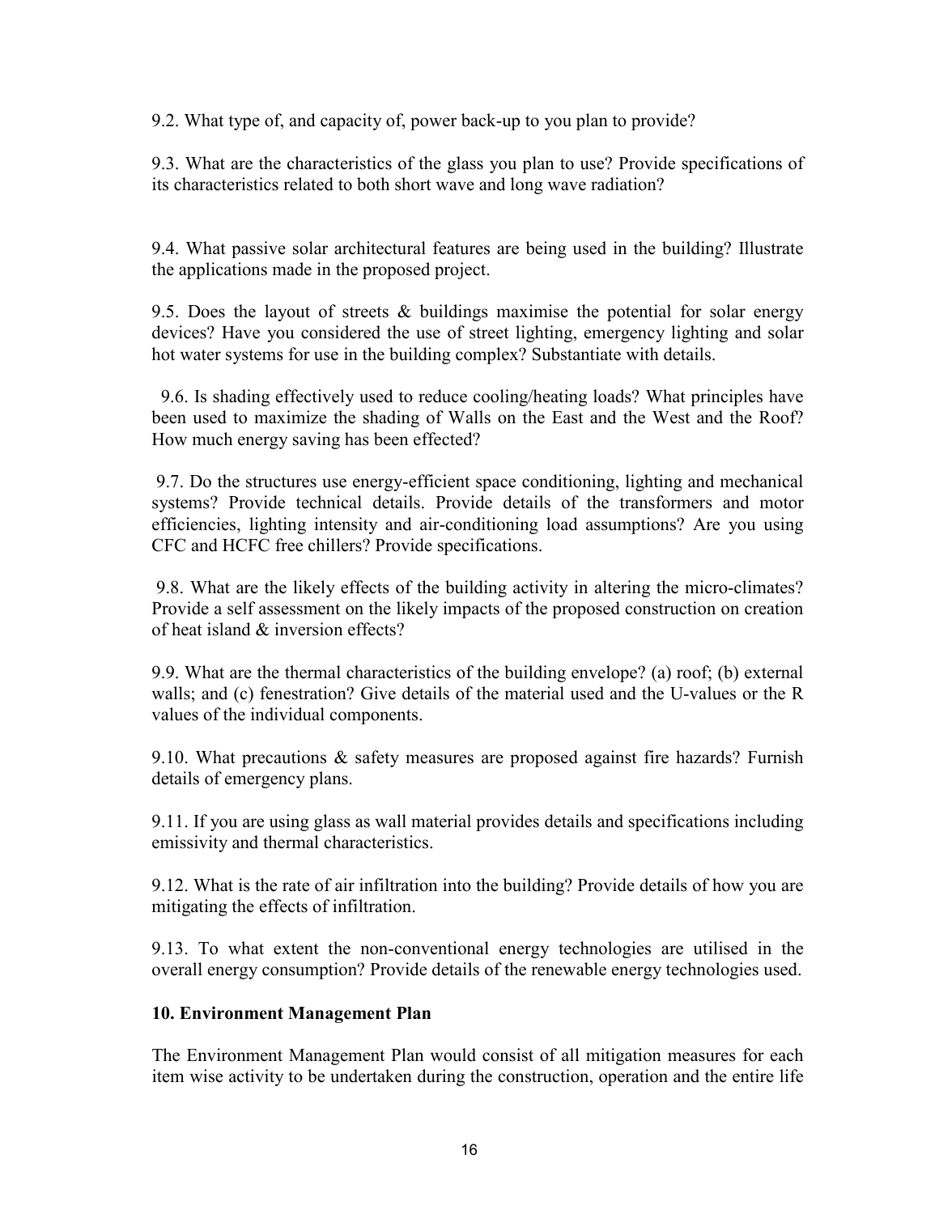9.2. What type of, and capacity of, power back-up to you plan to provide?

9.3. What are the characteristics of the glass you plan to use? Provide specifications of its characteristics related to both short wave and long wave radiation?

9.4. What passive solar architectural features are being used in the building? Illustrate the applications made in the proposed project.

9.5. Does the layout of streets & buildings maximise the potential for solar energy devices? Have you considered the use of street lighting, emergency lighting and solar hot water systems for use in the building complex? Substantiate with details.

9.6. Is shading effectively used to reduce cooling/heating loads? What principles have been used to maximize the shading of Walls on the East and the West and the Roof? How much energy saving has been effected?

9.7. Do the structures use energy-efficient space conditioning, lighting and mechanical systems? Provide technical details. Provide details of the transformers and motor efficiencies, lighting intensity and air-conditioning load assumptions? Are you using CFC and HCFC free chillers? Provide specifications.

9.8. What are the likely effects of the building activity in altering the micro-climates? Provide a self assessment on the likely impacts of the proposed construction on creation of heat island & inversion effects?

9.9. What are the thermal characteristics of the building envelope? (a) roof; (b) external walls; and (c) fenestration? Give details of the material used and the U-values or the R values of the individual components.

9.10. What precautions & safety measures are proposed against fire hazards? Furnish details of emergency plans.

9.11. If you are using glass as wall material provides details and specifications including emissivity and thermal characteristics.

9.12. What is the rate of air infiltration into the building? Provide details of how you are mitigating the effects of infiltration.

9.13. To what extent the non-conventional energy technologies are utilised in the overall energy consumption? Provide details of the renewable energy technologies used.

## 10. Environment Management Plan

The Environment Management Plan would consist of all mitigation measures for each item wise activity to be undertaken during the construction, operation and the entire life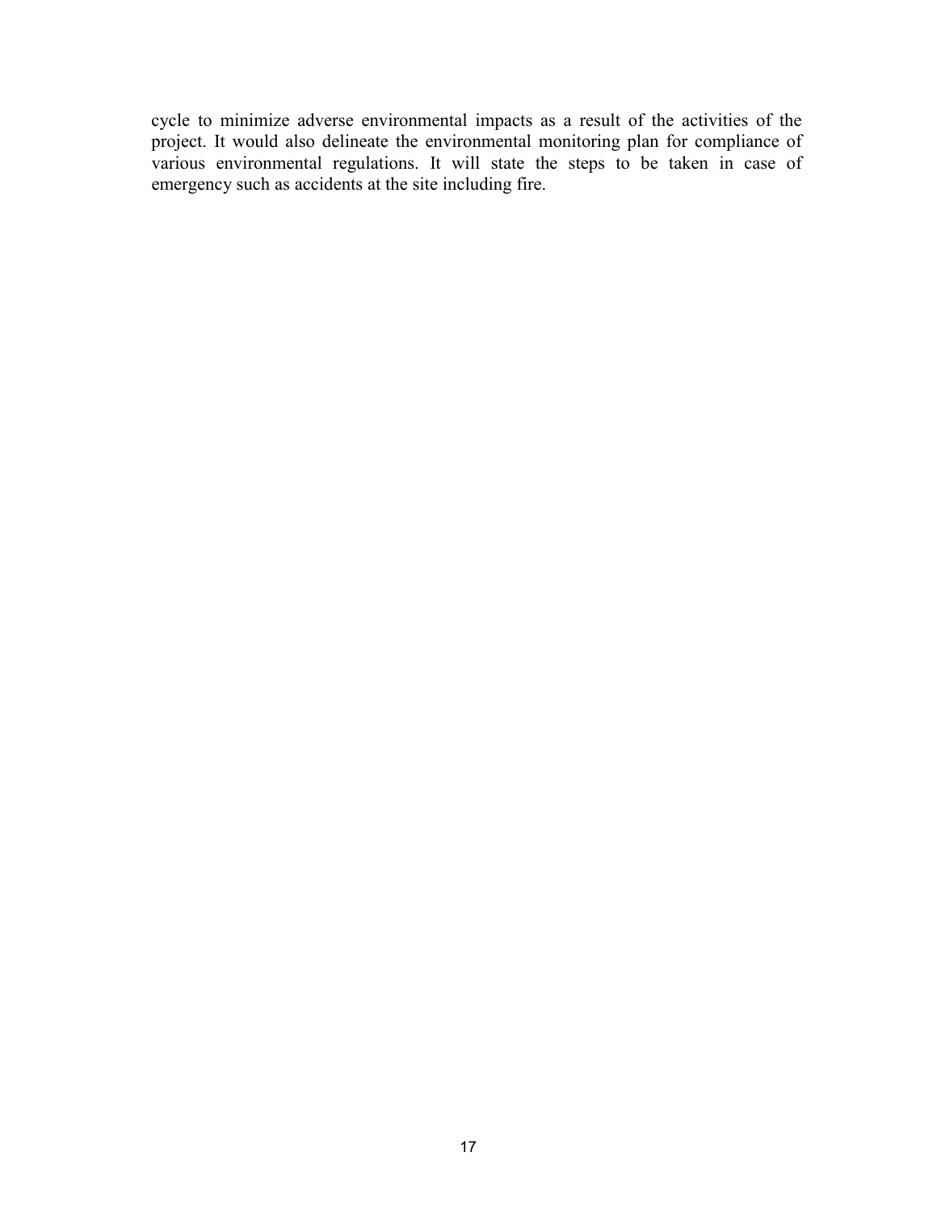cycle to minimize adverse environmental impacts as a result of the activities of the project. It would also delineate the environmental monitoring plan for compliance of various environmental regulations. It will state the steps to be taken in case of emergency such as accidents at the site including fire.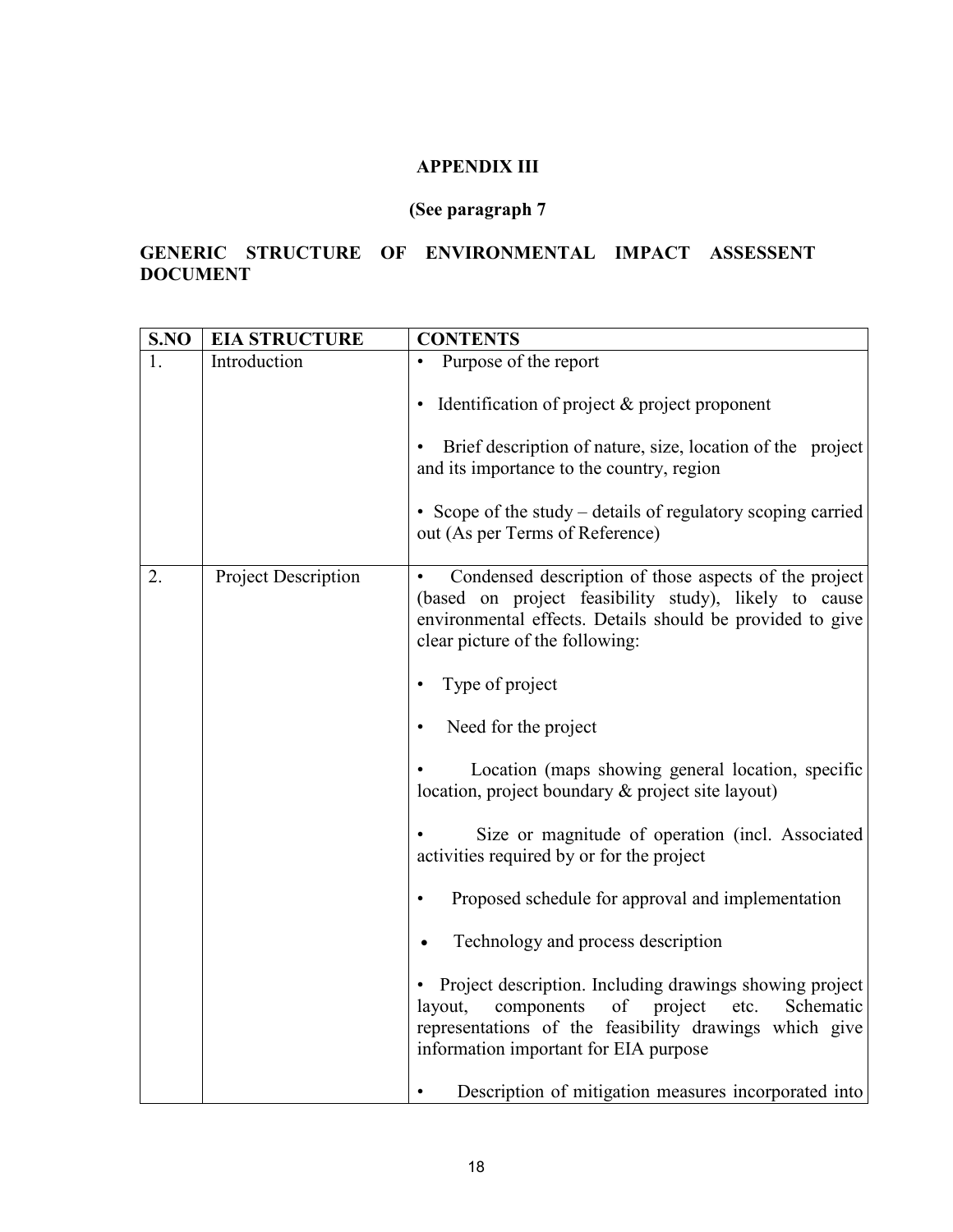**APPENDIX III**

**(See paragraph 7**

**GENERIC STRUCTURE OF ENVIRONMENTAL IMPACT ASSESSENT DOCUMENT**

| S.NO | EIA STRUCTURE | CONTENTS |
|---|---|---|
| 1. | Introduction | • Purpose of the report<br><br>• Identification of project & project proponent<br><br>• Brief description of nature, size, location of the project and its importance to the country, region<br><br>• Scope of the study – details of regulatory scoping carried out (As per Terms of Reference) |
| 2. | Project Description | • Condensed description of those aspects of the project (based on project feasibility study), likely to cause environmental effects. Details should be provided to give clear picture of the following:<br><br>• Type of project<br><br>• Need for the project<br><br>• Location (maps showing general location, specific location, project boundary & project site layout)<br><br>• Size or magnitude of operation (incl. Associated activities required by or for the project<br><br>• Proposed schedule for approval and implementation<br><br>• Technology and process description<br><br>• Project description. Including drawings showing project layout, components of project etc. Schematic representations of the feasibility drawings which give information important for EIA purpose<br><br>• Description of mitigation measures incorporated into |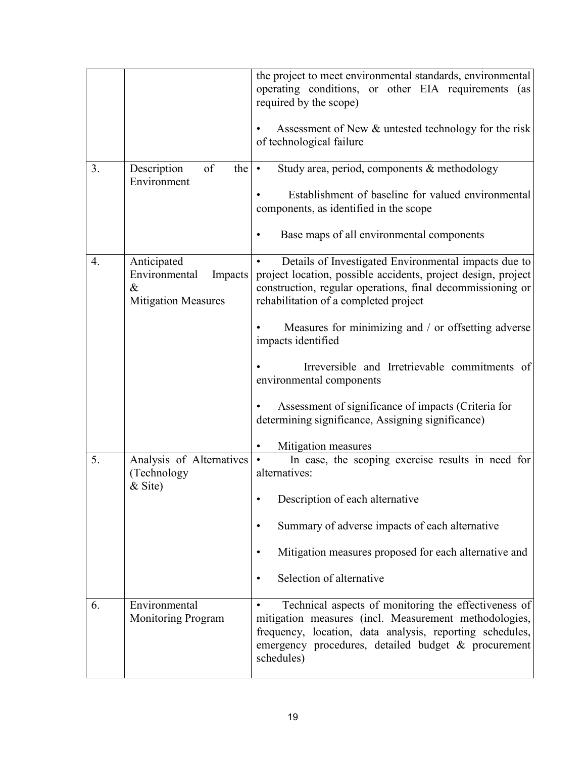| | | |
|---|---|---|
| | | the project to meet environmental standards, environmental operating conditions, or other EIA requirements (as required by the scope)<br><br>• Assessment of New & untested technology for the risk of technological failure |
| 3. | Description of the Environment | • Study area, period, components & methodology<br><br>• Establishment of baseline for valued environmental components, as identified in the scope<br><br>• Base maps of all environmental components |
| 4. | Anticipated Environmental Impacts & Mitigation Measures | • Details of Investigated Environmental impacts due to project location, possible accidents, project design, project construction, regular operations, final decommissioning or rehabilitation of a completed project<br><br>• Measures for minimizing and / or offsetting adverse impacts identified<br><br>• Irreversible and Irretrievable commitments of environmental components<br><br>• Assessment of significance of impacts (Criteria for determining significance, Assigning significance)<br><br>• Mitigation measures |
| 5. | Analysis of Alternatives (Technology & Site) | • In case, the scoping exercise results in need for alternatives:<br><br>• Description of each alternative<br><br>• Summary of adverse impacts of each alternative<br><br>• Mitigation measures proposed for each alternative and<br><br>• Selection of alternative |
| 6. | Environmental Monitoring Program | • Technical aspects of monitoring the effectiveness of mitigation measures (incl. Measurement methodologies, frequency, location, data analysis, reporting schedules, emergency procedures, detailed budget & procurement schedules) |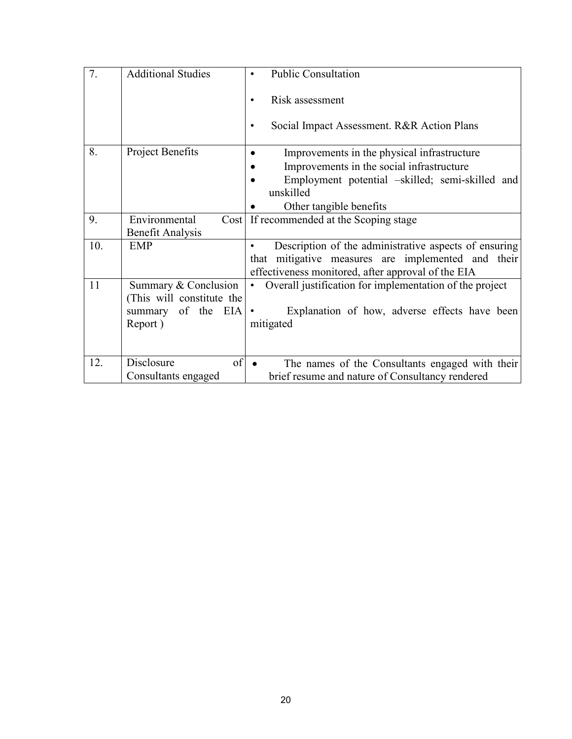| 7. | Additional Studies | • Public Consultation<br>• Risk assessment<br>• Social Impact Assessment. R&R Action Plans |
|---|---|---|
| 8. | Project Benefits | • Improvements in the physical infrastructure<br>• Improvements in the social infrastructure<br>• Employment potential –skilled; semi-skilled and unskilled<br>• Other tangible benefits |
| 9. | Environmental Cost Benefit Analysis | If recommended at the Scoping stage |
| 10. | EMP | • Description of the administrative aspects of ensuring that mitigative measures are implemented and their effectiveness monitored, after approval of the EIA |
| 11 | Summary & Conclusion (This will constitute the summary of the EIA Report ) | • Overall justification for implementation of the project<br>• Explanation of how, adverse effects have been mitigated |
| 12. | Disclosure of Consultants engaged | • The names of the Consultants engaged with their brief resume and nature of Consultancy rendered |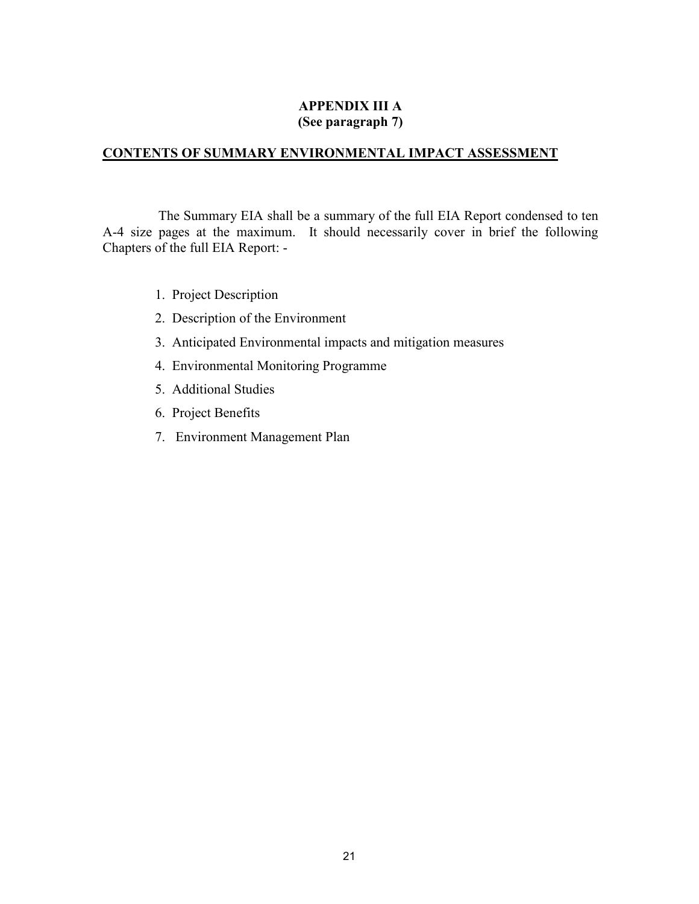**APPENDIX III A**
**(See paragraph 7)**

## CONTENTS OF SUMMARY ENVIRONMENTAL IMPACT ASSESSMENT

The Summary EIA shall be a summary of the full EIA Report condensed to ten A-4 size pages at the maximum. It should necessarily cover in brief the following Chapters of the full EIA Report: -

1. Project Description
2. Description of the Environment
3. Anticipated Environmental impacts and mitigation measures
4. Environmental Monitoring Programme
5. Additional Studies
6. Project Benefits
7. Environment Management Plan